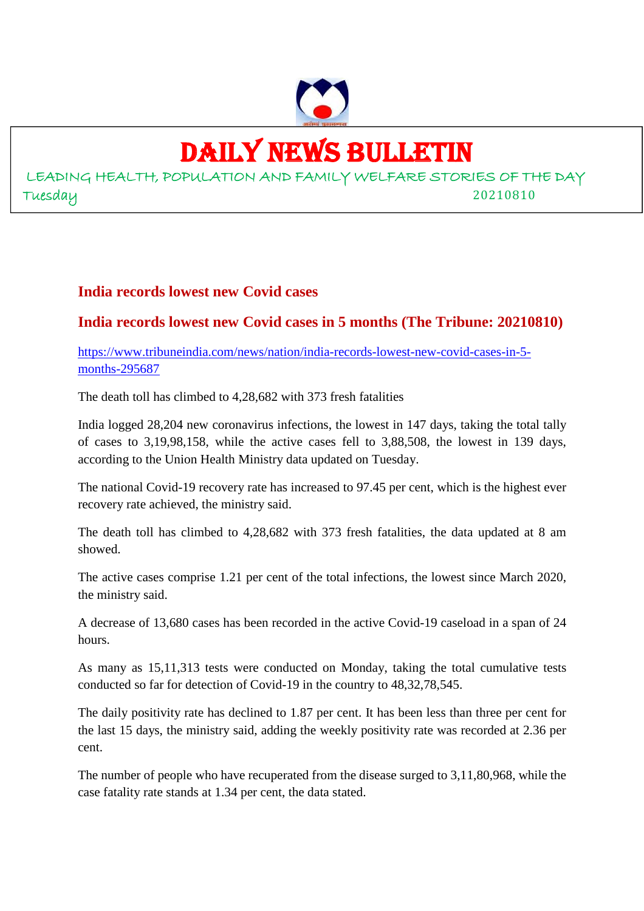# DAILY NEWS BULLETIN

LEADING HEALTH, POPULATION AND FAMILY WELFARE STORIES OF THE DAY

Tuesday 20210810

## India records lowest new Covid cases

## India records lowest new Covid cases in 5 months (The Tribune: 20210810)

https://www.tribuneindia.com/news/nation/india-records-lowest-new-covid-cases-in-5-months-295687

The death toll has climbed to 4,28,682 with 373 fresh fatalities

India logged 28,204 new coronavirus infections, the lowest in 147 days, taking the total tally of cases to 3,19,98,158, while the active cases fell to 3,88,508, the lowest in 139 days, according to the Union Health Ministry data updated on Tuesday.

The national Covid-19 recovery rate has increased to 97.45 per cent, which is the highest ever recovery rate achieved, the ministry said.

The death toll has climbed to 4,28,682 with 373 fresh fatalities, the data updated at 8 am showed.

The active cases comprise 1.21 per cent of the total infections, the lowest since March 2020, the ministry said.

A decrease of 13,680 cases has been recorded in the active Covid-19 caseload in a span of 24 hours.

As many as 15,11,313 tests were conducted on Monday, taking the total cumulative tests conducted so far for detection of Covid-19 in the country to 48,32,78,545.

The daily positivity rate has declined to 1.87 per cent. It has been less than three per cent for the last 15 days, the ministry said, adding the weekly positivity rate was recorded at 2.36 per cent.

The number of people who have recuperated from the disease surged to 3,11,80,968, while the case fatality rate stands at 1.34 per cent, the data stated.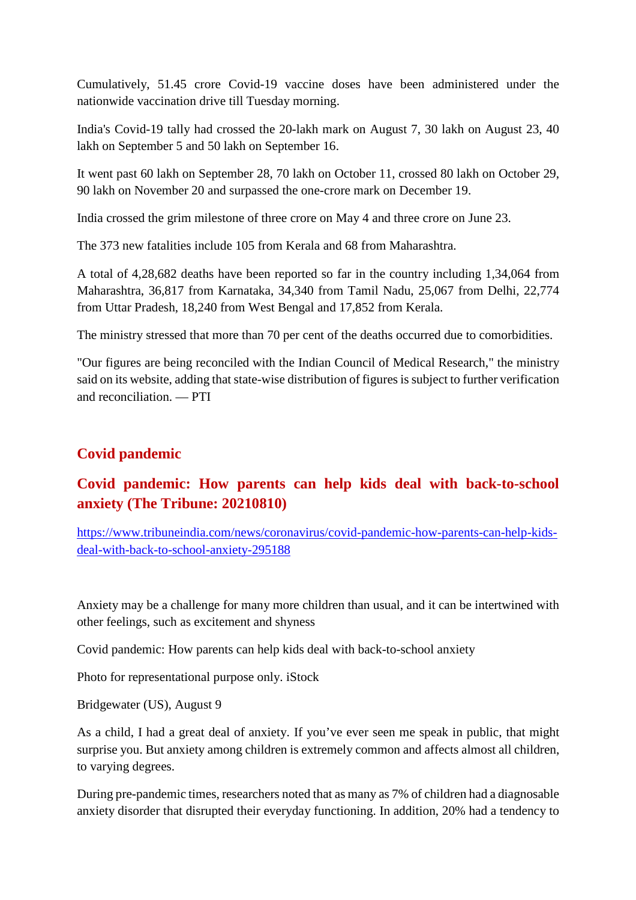Cumulatively, 51.45 crore Covid-19 vaccine doses have been administered under the nationwide vaccination drive till Tuesday morning.

India's Covid-19 tally had crossed the 20-lakh mark on August 7, 30 lakh on August 23, 40 lakh on September 5 and 50 lakh on September 16.

It went past 60 lakh on September 28, 70 lakh on October 11, crossed 80 lakh on October 29, 90 lakh on November 20 and surpassed the one-crore mark on December 19.

India crossed the grim milestone of three crore on May 4 and three crore on June 23.

The 373 new fatalities include 105 from Kerala and 68 from Maharashtra.

A total of 4,28,682 deaths have been reported so far in the country including 1,34,064 from Maharashtra, 36,817 from Karnataka, 34,340 from Tamil Nadu, 25,067 from Delhi, 22,774 from Uttar Pradesh, 18,240 from West Bengal and 17,852 from Kerala.

The ministry stressed that more than 70 per cent of the deaths occurred due to comorbidities.

"Our figures are being reconciled with the Indian Council of Medical Research," the ministry said on its website, adding that state-wise distribution of figures is subject to further verification and reconciliation. — PTI

## Covid pandemic

## Covid pandemic: How parents can help kids deal with back-to-school anxiety (The Tribune: 20210810)

https://www.tribuneindia.com/news/coronavirus/covid-pandemic-how-parents-can-help-kids-deal-with-back-to-school-anxiety-295188

Anxiety may be a challenge for many more children than usual, and it can be intertwined with other feelings, such as excitement and shyness

Covid pandemic: How parents can help kids deal with back-to-school anxiety

Photo for representational purpose only. iStock

Bridgewater (US), August 9

As a child, I had a great deal of anxiety. If you've ever seen me speak in public, that might surprise you. But anxiety among children is extremely common and affects almost all children, to varying degrees.

During pre-pandemic times, researchers noted that as many as 7% of children had a diagnosable anxiety disorder that disrupted their everyday functioning. In addition, 20% had a tendency to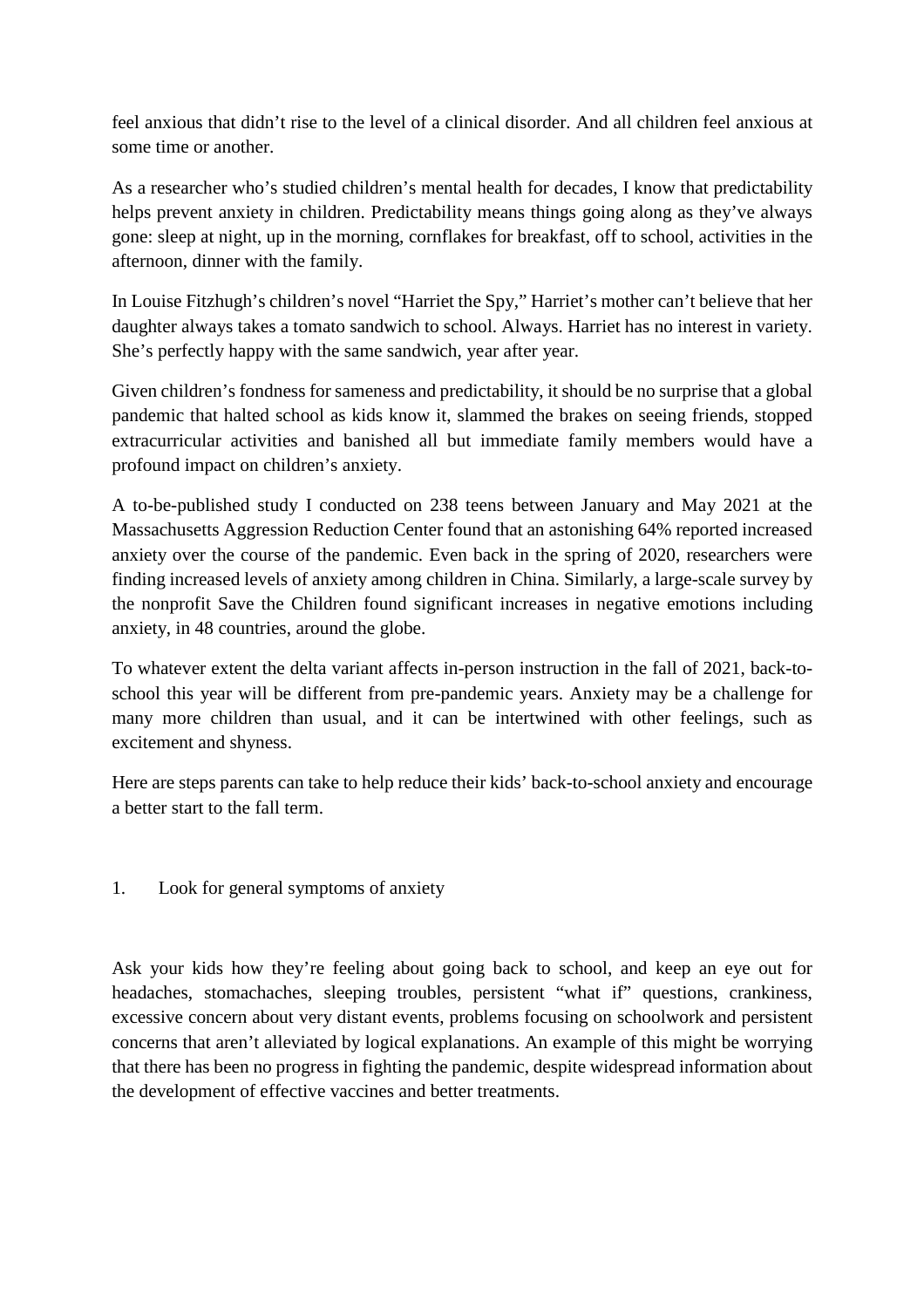feel anxious that didn't rise to the level of a clinical disorder. And all children feel anxious at some time or another.

As a researcher who's studied children's mental health for decades, I know that predictability helps prevent anxiety in children. Predictability means things going along as they've always gone: sleep at night, up in the morning, cornflakes for breakfast, off to school, activities in the afternoon, dinner with the family.

In Louise Fitzhugh's children's novel "Harriet the Spy," Harriet's mother can't believe that her daughter always takes a tomato sandwich to school. Always. Harriet has no interest in variety. She's perfectly happy with the same sandwich, year after year.

Given children's fondness for sameness and predictability, it should be no surprise that a global pandemic that halted school as kids know it, slammed the brakes on seeing friends, stopped extracurricular activities and banished all but immediate family members would have a profound impact on children's anxiety.

A to-be-published study I conducted on 238 teens between January and May 2021 at the Massachusetts Aggression Reduction Center found that an astonishing 64% reported increased anxiety over the course of the pandemic. Even back in the spring of 2020, researchers were finding increased levels of anxiety among children in China. Similarly, a large-scale survey by the nonprofit Save the Children found significant increases in negative emotions including anxiety, in 48 countries, around the globe.

To whatever extent the delta variant affects in-person instruction in the fall of 2021, back-to-school this year will be different from pre-pandemic years. Anxiety may be a challenge for many more children than usual, and it can be intertwined with other feelings, such as excitement and shyness.

Here are steps parents can take to help reduce their kids' back-to-school anxiety and encourage a better start to the fall term.

1. Look for general symptoms of anxiety

Ask your kids how they're feeling about going back to school, and keep an eye out for headaches, stomachaches, sleeping troubles, persistent "what if" questions, crankiness, excessive concern about very distant events, problems focusing on schoolwork and persistent concerns that aren't alleviated by logical explanations. An example of this might be worrying that there has been no progress in fighting the pandemic, despite widespread information about the development of effective vaccines and better treatments.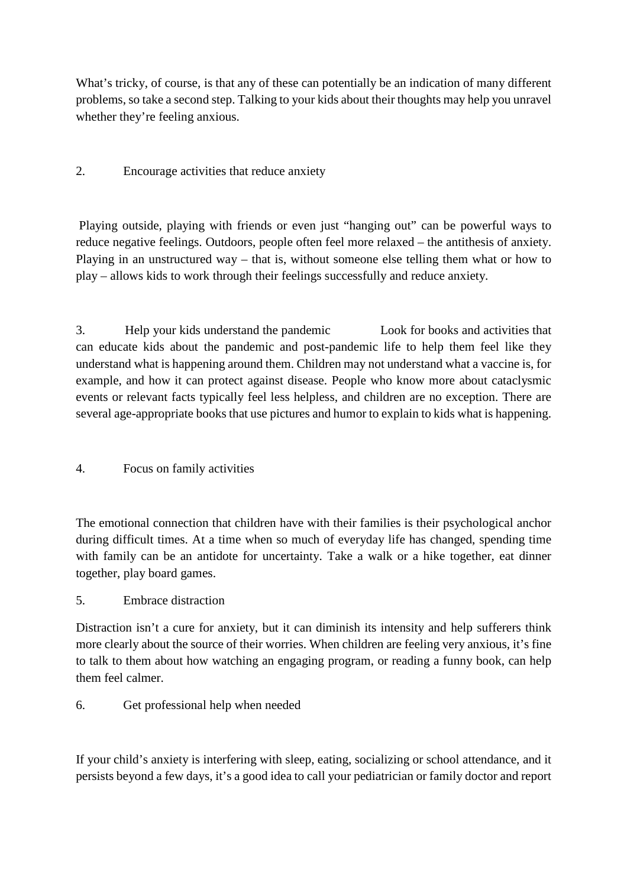What’s tricky, of course, is that any of these can potentially be an indication of many different problems, so take a second step. Talking to your kids about their thoughts may help you unravel whether they’re feeling anxious.

2. Encourage activities that reduce anxiety

Playing outside, playing with friends or even just “hanging out” can be powerful ways to reduce negative feelings. Outdoors, people often feel more relaxed – the antithesis of anxiety. Playing in an unstructured way – that is, without someone else telling them what or how to play – allows kids to work through their feelings successfully and reduce anxiety.

3. Help your kids understand the pandemic Look for books and activities that can educate kids about the pandemic and post-pandemic life to help them feel like they understand what is happening around them. Children may not understand what a vaccine is, for example, and how it can protect against disease. People who know more about cataclysmic events or relevant facts typically feel less helpless, and children are no exception. There are several age-appropriate books that use pictures and humor to explain to kids what is happening.

4. Focus on family activities

The emotional connection that children have with their families is their psychological anchor during difficult times. At a time when so much of everyday life has changed, spending time with family can be an antidote for uncertainty. Take a walk or a hike together, eat dinner together, play board games.

5. Embrace distraction

Distraction isn’t a cure for anxiety, but it can diminish its intensity and help sufferers think more clearly about the source of their worries. When children are feeling very anxious, it’s fine to talk to them about how watching an engaging program, or reading a funny book, can help them feel calmer.

6. Get professional help when needed

If your child’s anxiety is interfering with sleep, eating, socializing or school attendance, and it persists beyond a few days, it’s a good idea to call your pediatrician or family doctor and report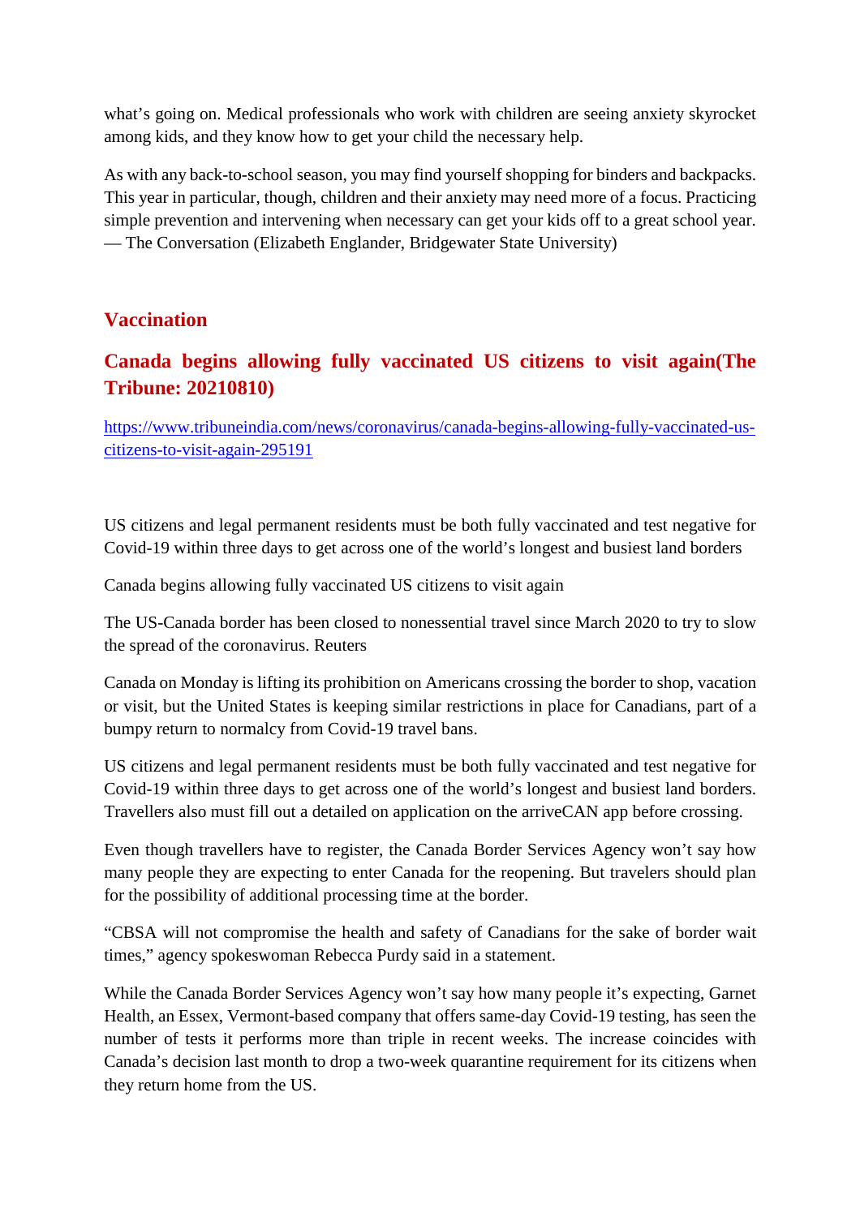what's going on. Medical professionals who work with children are seeing anxiety skyrocket among kids, and they know how to get your child the necessary help.

As with any back-to-school season, you may find yourself shopping for binders and backpacks. This year in particular, though, children and their anxiety may need more of a focus. Practicing simple prevention and intervening when necessary can get your kids off to a great school year. — The Conversation (Elizabeth Englander, Bridgewater State University)

## Vaccination

## Canada begins allowing fully vaccinated US citizens to visit again(The Tribune: 20210810)

https://www.tribuneindia.com/news/coronavirus/canada-begins-allowing-fully-vaccinated-us-citizens-to-visit-again-295191

US citizens and legal permanent residents must be both fully vaccinated and test negative for Covid-19 within three days to get across one of the world's longest and busiest land borders

Canada begins allowing fully vaccinated US citizens to visit again

The US-Canada border has been closed to nonessential travel since March 2020 to try to slow the spread of the coronavirus. Reuters

Canada on Monday is lifting its prohibition on Americans crossing the border to shop, vacation or visit, but the United States is keeping similar restrictions in place for Canadians, part of a bumpy return to normalcy from Covid-19 travel bans.

US citizens and legal permanent residents must be both fully vaccinated and test negative for Covid-19 within three days to get across one of the world's longest and busiest land borders. Travellers also must fill out a detailed on application on the arriveCAN app before crossing.

Even though travellers have to register, the Canada Border Services Agency won't say how many people they are expecting to enter Canada for the reopening. But travelers should plan for the possibility of additional processing time at the border.

"CBSA will not compromise the health and safety of Canadians for the sake of border wait times," agency spokeswoman Rebecca Purdy said in a statement.

While the Canada Border Services Agency won't say how many people it's expecting, Garnet Health, an Essex, Vermont-based company that offers same-day Covid-19 testing, has seen the number of tests it performs more than triple in recent weeks. The increase coincides with Canada's decision last month to drop a two-week quarantine requirement for its citizens when they return home from the US.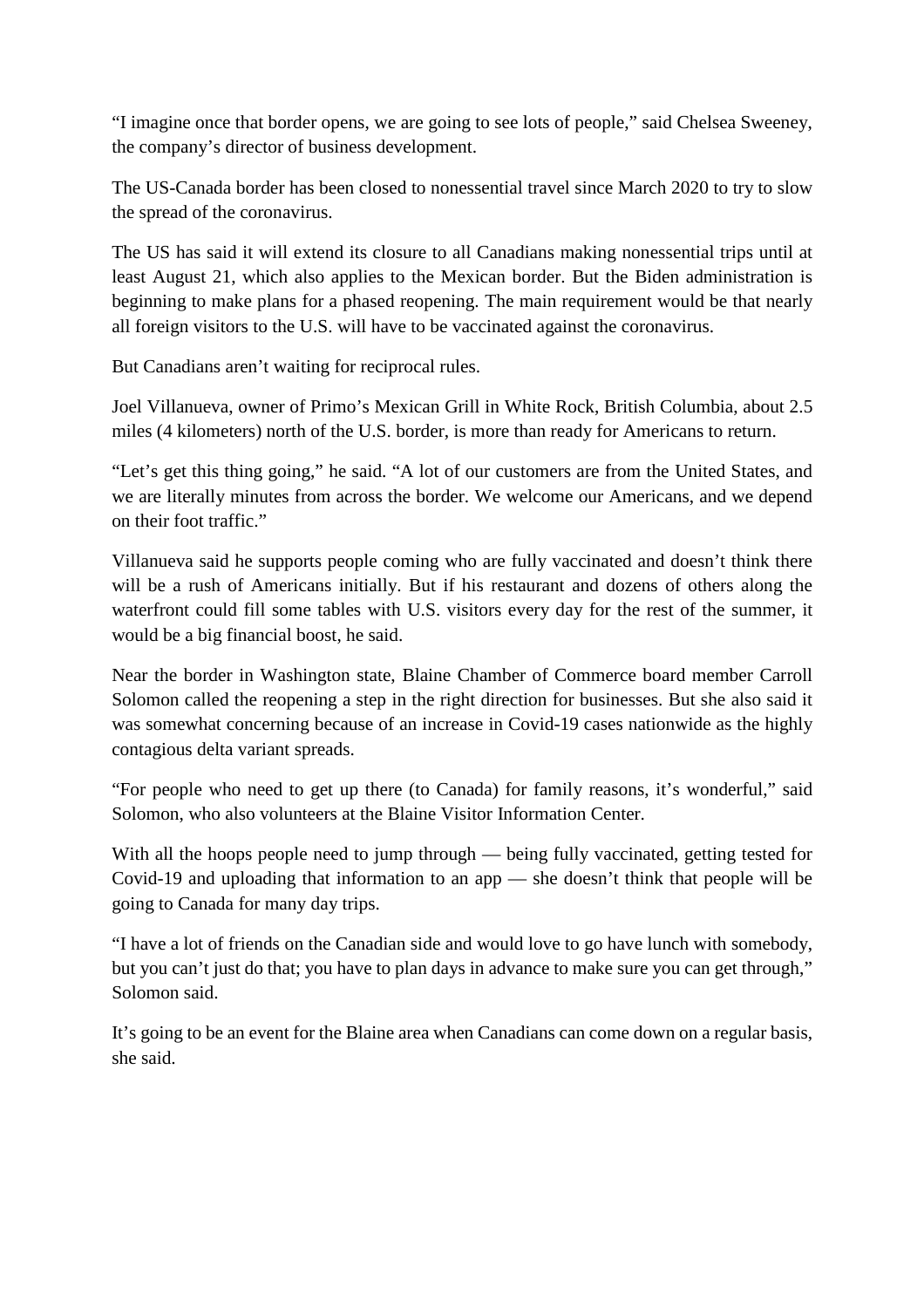“I imagine once that border opens, we are going to see lots of people,” said Chelsea Sweeney, the company’s director of business development.

The US-Canada border has been closed to nonessential travel since March 2020 to try to slow the spread of the coronavirus.

The US has said it will extend its closure to all Canadians making nonessential trips until at least August 21, which also applies to the Mexican border. But the Biden administration is beginning to make plans for a phased reopening. The main requirement would be that nearly all foreign visitors to the U.S. will have to be vaccinated against the coronavirus.

But Canadians aren’t waiting for reciprocal rules.

Joel Villanueva, owner of Primo’s Mexican Grill in White Rock, British Columbia, about 2.5 miles (4 kilometers) north of the U.S. border, is more than ready for Americans to return.

“Let’s get this thing going,” he said. “A lot of our customers are from the United States, and we are literally minutes from across the border. We welcome our Americans, and we depend on their foot traffic.”

Villanueva said he supports people coming who are fully vaccinated and doesn’t think there will be a rush of Americans initially. But if his restaurant and dozens of others along the waterfront could fill some tables with U.S. visitors every day for the rest of the summer, it would be a big financial boost, he said.

Near the border in Washington state, Blaine Chamber of Commerce board member Carroll Solomon called the reopening a step in the right direction for businesses. But she also said it was somewhat concerning because of an increase in Covid-19 cases nationwide as the highly contagious delta variant spreads.

“For people who need to get up there (to Canada) for family reasons, it’s wonderful,” said Solomon, who also volunteers at the Blaine Visitor Information Center.

With all the hoops people need to jump through — being fully vaccinated, getting tested for Covid-19 and uploading that information to an app — she doesn’t think that people will be going to Canada for many day trips.

“I have a lot of friends on the Canadian side and would love to go have lunch with somebody, but you can’t just do that; you have to plan days in advance to make sure you can get through,” Solomon said.

It’s going to be an event for the Blaine area when Canadians can come down on a regular basis, she said.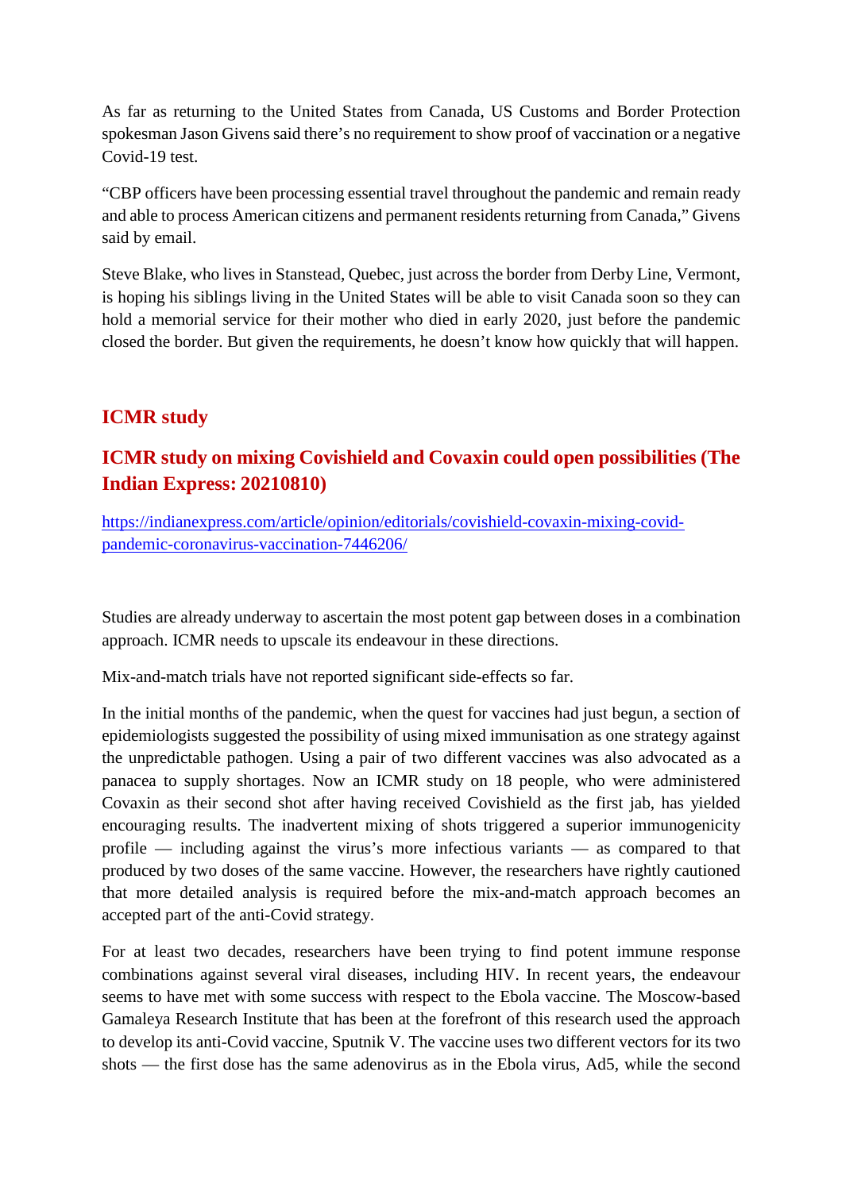As far as returning to the United States from Canada, US Customs and Border Protection spokesman Jason Givens said there's no requirement to show proof of vaccination or a negative Covid-19 test.

"CBP officers have been processing essential travel throughout the pandemic and remain ready and able to process American citizens and permanent residents returning from Canada," Givens said by email.

Steve Blake, who lives in Stanstead, Quebec, just across the border from Derby Line, Vermont, is hoping his siblings living in the United States will be able to visit Canada soon so they can hold a memorial service for their mother who died in early 2020, just before the pandemic closed the border. But given the requirements, he doesn't know how quickly that will happen.

## ICMR study

### ICMR study on mixing Covishield and Covaxin could open possibilities (The Indian Express: 20210810)

https://indianexpress.com/article/opinion/editorials/covishield-covaxin-mixing-covid-pandemic-coronavirus-vaccination-7446206/

Studies are already underway to ascertain the most potent gap between doses in a combination approach. ICMR needs to upscale its endeavour in these directions.

Mix-and-match trials have not reported significant side-effects so far.

In the initial months of the pandemic, when the quest for vaccines had just begun, a section of epidemiologists suggested the possibility of using mixed immunisation as one strategy against the unpredictable pathogen. Using a pair of two different vaccines was also advocated as a panacea to supply shortages. Now an ICMR study on 18 people, who were administered Covaxin as their second shot after having received Covishield as the first jab, has yielded encouraging results. The inadvertent mixing of shots triggered a superior immunogenicity profile — including against the virus's more infectious variants — as compared to that produced by two doses of the same vaccine. However, the researchers have rightly cautioned that more detailed analysis is required before the mix-and-match approach becomes an accepted part of the anti-Covid strategy.

For at least two decades, researchers have been trying to find potent immune response combinations against several viral diseases, including HIV. In recent years, the endeavour seems to have met with some success with respect to the Ebola vaccine. The Moscow-based Gamaleya Research Institute that has been at the forefront of this research used the approach to develop its anti-Covid vaccine, Sputnik V. The vaccine uses two different vectors for its two shots — the first dose has the same adenovirus as in the Ebola virus, Ad5, while the second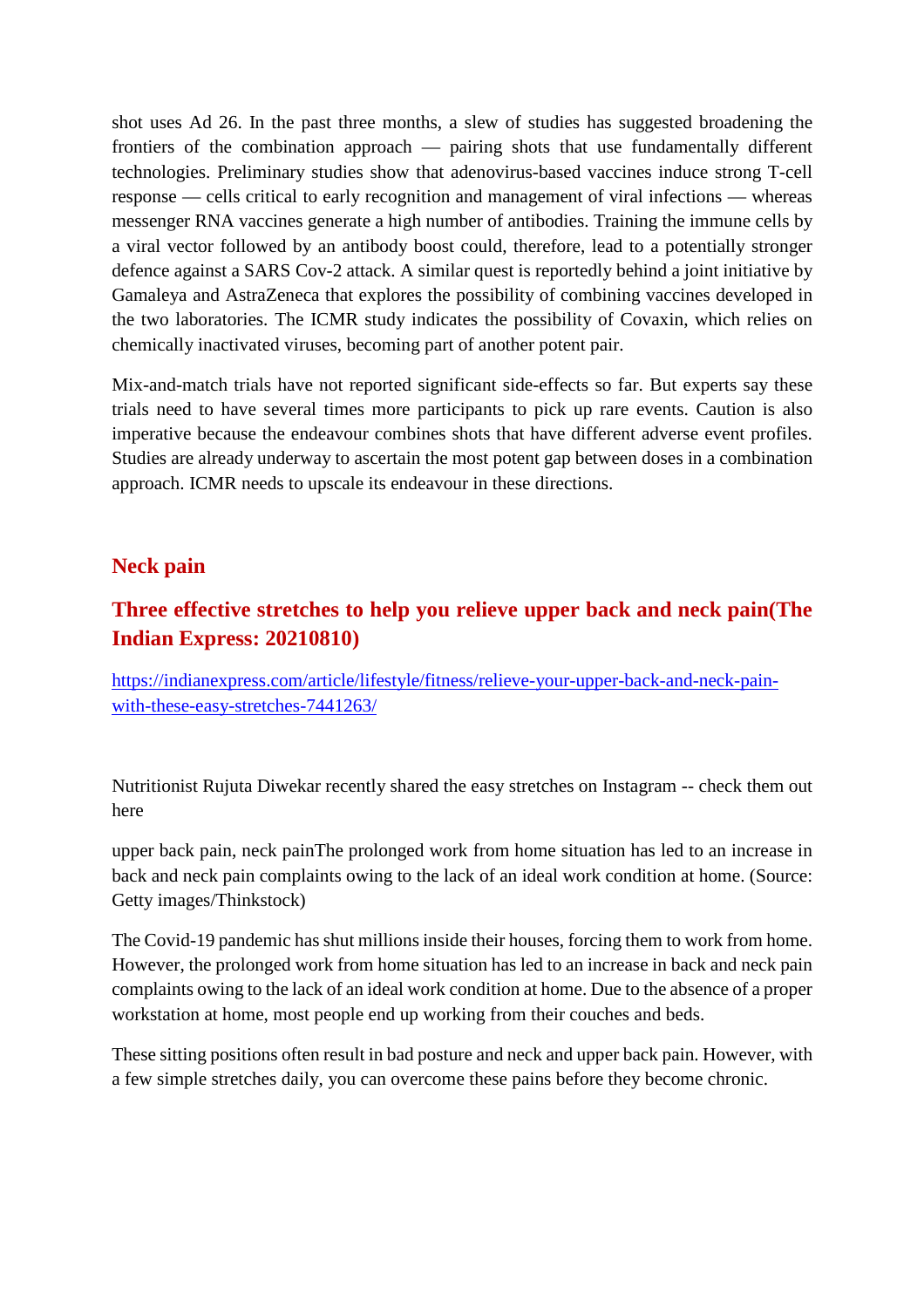shot uses Ad 26. In the past three months, a slew of studies has suggested broadening the frontiers of the combination approach — pairing shots that use fundamentally different technologies. Preliminary studies show that adenovirus-based vaccines induce strong T-cell response — cells critical to early recognition and management of viral infections — whereas messenger RNA vaccines generate a high number of antibodies. Training the immune cells by a viral vector followed by an antibody boost could, therefore, lead to a potentially stronger defence against a SARS Cov-2 attack. A similar quest is reportedly behind a joint initiative by Gamaleya and AstraZeneca that explores the possibility of combining vaccines developed in the two laboratories. The ICMR study indicates the possibility of Covaxin, which relies on chemically inactivated viruses, becoming part of another potent pair.

Mix-and-match trials have not reported significant side-effects so far. But experts say these trials need to have several times more participants to pick up rare events. Caution is also imperative because the endeavour combines shots that have different adverse event profiles. Studies are already underway to ascertain the most potent gap between doses in a combination approach. ICMR needs to upscale its endeavour in these directions.

## Neck pain

## Three effective stretches to help you relieve upper back and neck pain(The Indian Express: 20210810)

https://indianexpress.com/article/lifestyle/fitness/relieve-your-upper-back-and-neck-pain-with-these-easy-stretches-7441263/

Nutritionist Rujuta Diwekar recently shared the easy stretches on Instagram -- check them out here

upper back pain, neck painThe prolonged work from home situation has led to an increase in back and neck pain complaints owing to the lack of an ideal work condition at home. (Source: Getty images/Thinkstock)

The Covid-19 pandemic has shut millions inside their houses, forcing them to work from home. However, the prolonged work from home situation has led to an increase in back and neck pain complaints owing to the lack of an ideal work condition at home. Due to the absence of a proper workstation at home, most people end up working from their couches and beds.

These sitting positions often result in bad posture and neck and upper back pain. However, with a few simple stretches daily, you can overcome these pains before they become chronic.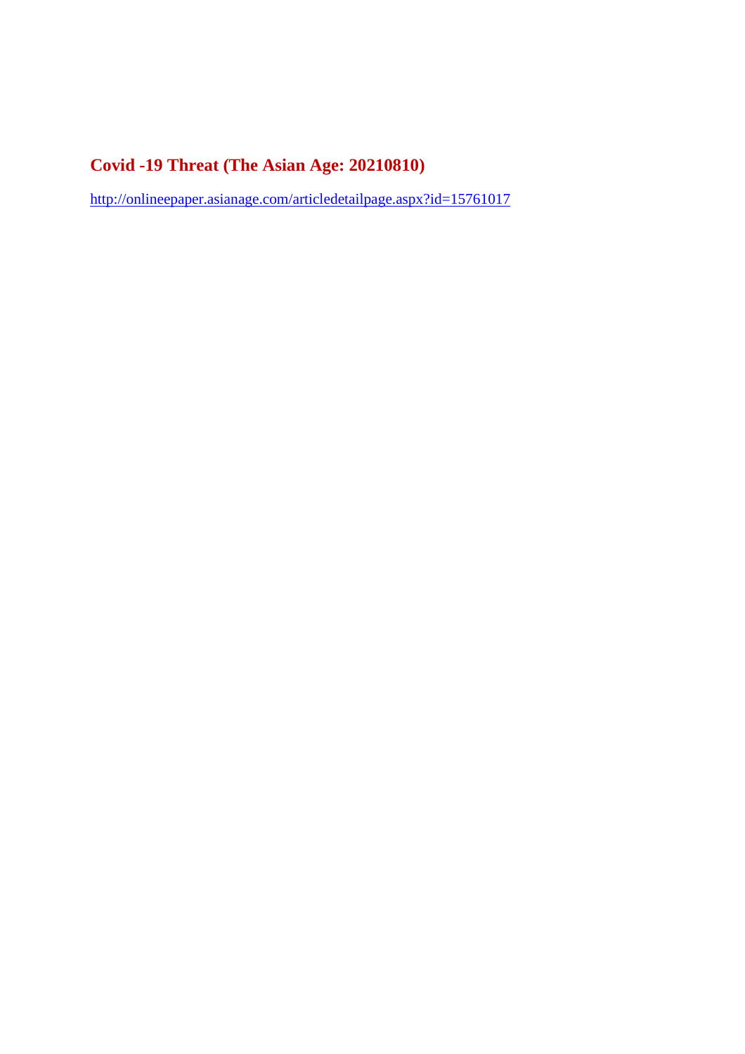## Covid -19 Threat (The Asian Age: 20210810)

http://onlineepaper.asianage.com/articledetailpage.aspx?id=15761017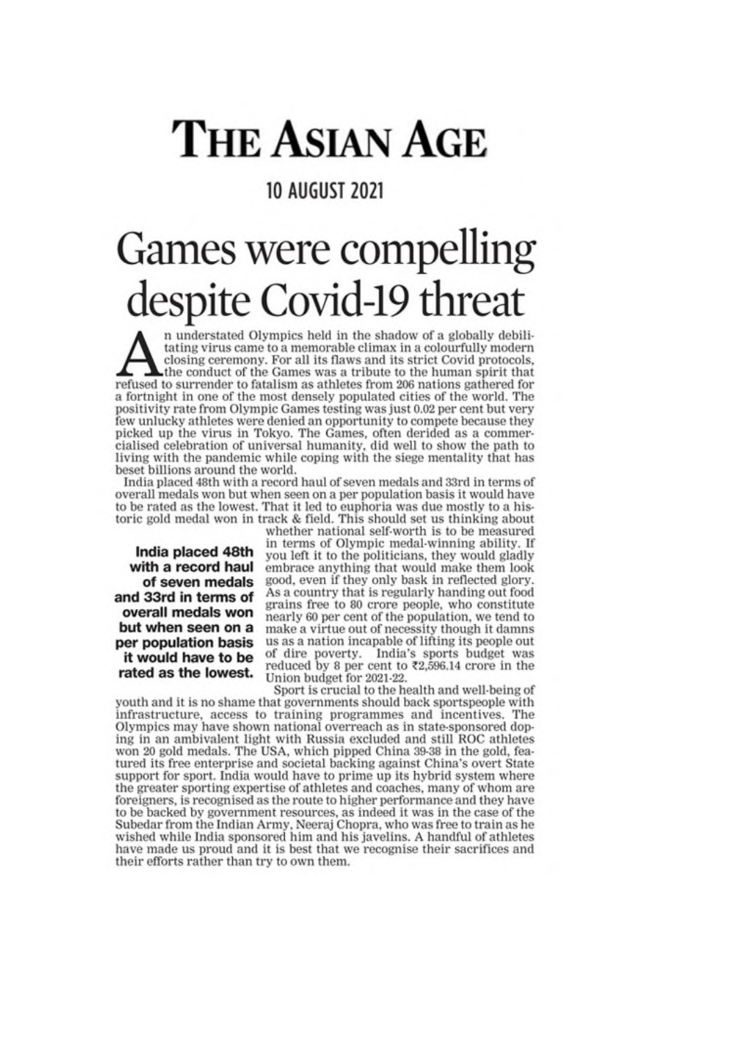# THE ASIAN AGE

**10 AUGUST 2021**

# Games were compelling despite Covid-19 threat

An understated Olympics held in the shadow of a globally debilitating virus came to a memorable climax in a colourfully modern closing ceremony. For all its flaws and its strict Covid protocols, the conduct of the Games was a tribute to the human spirit that refused to surrender to fatalism as athletes from 206 nations gathered for a fortnight in one of the most densely populated cities of the world. The positivity rate from Olympic Games testing was just 0.02 per cent but very few unlucky athletes were denied an opportunity to compete because they picked up the virus in Tokyo. The Games, often derided as a commercialised celebration of universal humanity, did well to show the path to living with the pandemic while coping with the siege mentality that has beset billions around the world.

India placed 48th with a record haul of seven medals and 33rd in terms of overall medals won but when seen on a per population basis it would have to be rated as the lowest. That it led to euphoria was due mostly to a historic gold medal won in track & field. This should set us thinking about whether national self-worth is to be measured in terms of Olympic medal-winning ability. If you left it to the politicians, they would gladly embrace anything that would make them look good, even if they only bask in reflected glory. As a country that is regularly handing out food grains free to 80 crore people, who constitute nearly 60 per cent of the population, we tend to make a virtue out of necessity though it damns us as a nation incapable of lifting its people out of dire poverty. India's sports budget was reduced by 8 per cent to ₹2,596.14 crore in the Union budget for 2021-22.

**India placed 48th with a record haul of seven medals and 33rd in terms of overall medals won but when seen on a per population basis it would have to be rated as the lowest.**

Sport is crucial to the health and well-being of youth and it is no shame that governments should back sportspeople with infrastructure, access to training programmes and incentives. The Olympics may have shown national overreach as in state-sponsored doping in an ambivalent light with Russia excluded and still ROC athletes won 20 gold medals. The USA, which pipped China 39-38 in the gold, featured its free enterprise and societal backing against China's overt State support for sport. India would have to prime up its hybrid system where the greater sporting expertise of athletes and coaches, many of whom are foreigners, is recognised as the route to higher performance and they have to be backed by government resources, as indeed it was in the case of the Subedar from the Indian Army, Neeraj Chopra, who was free to train as he wished while India sponsored him and his javelins. A handful of athletes have made us proud and it is best that we recognise their sacrifices and their efforts rather than try to own them.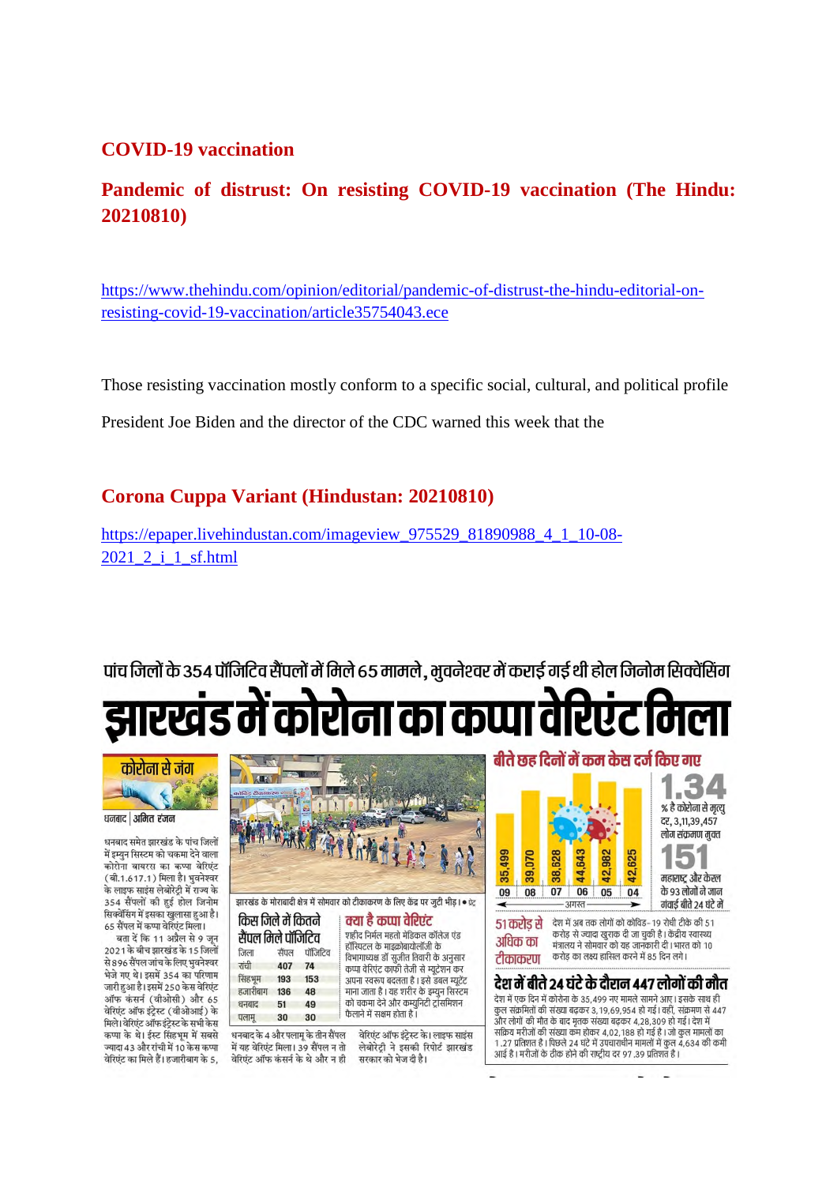## COVID-19 vaccination

## Pandemic of distrust: On resisting COVID-19 vaccination (The Hindu: 20210810)

https://www.thehindu.com/opinion/editorial/pandemic-of-distrust-the-hindu-editorial-on-resisting-covid-19-vaccination/article35754043.ece

Those resisting vaccination mostly conform to a specific social, cultural, and political profile

President Joe Biden and the director of the CDC warned this week that the

## Corona Cuppa Variant (Hindustan: 20210810)

https://epaper.livehindustan.com/imageview_975529_81890988_4_1_10-08-2021_2_i_1_sf.html

पांच जिलों के 354 पॉजिटिव सैंपलों में मिले 65 मामले, भुवनेश्वर में कराई गई थी होल जिनोम सिक्वेंसिंग

# झारखंड में कोरोना का कप्पा वेरिएंट मिला

**कोरोना से जंग**

धनबाद | अमित रंजन

धनबाद समेत झारखंड के पांच जिलों में इम्युन सिस्टम को चकमा देने वाला कोरोना वायरस का कप्पा वेरिएंट (बी.1.617.1) मिला है। भुवनेश्वर के लाइफ साइंस लेबोरेट्री में राज्य के 354 सैंपलों की हुई होल जिनोम सिक्वेंसिंग में इसका खुलासा हुआ है। 65 सैंपल में कप्पा वेरिएंट मिला।

बता दें कि 11 अप्रैल से 9 जून 2021 के बीच झारखंड के 15 जिलों से 896 सैंपल जांच के लिए भुवनेश्वर भेजे गए थे। इसमें 354 का परिणाम जारी हुआ है। इसमें 250 केस वेरिएंट ऑफ कंसर्न (वीओसी) और 65 वेरिएंट ऑफ इंट्रेस्ट (वीओआई) के मिले। वेरिएंट ऑफ इंट्रेस्ट के सभी केस कप्पा के थे। ईस्ट सिंहभूम में सबसे ज्यादा 43 और रांची में 10 केस कप्पा वेरिएंट का मिले हैं। हजारीबाग के 5, धनबाद के 4 और पलामू के तीन सैंपल में यह वेरिएंट मिला। 39 सैंपल न तो वेरिएंट ऑफ कंसर्न के थे और न ही वेरिएंट ऑफ इंट्रेस्ट के। लाइफ साइंस लेबोरेट्री ने इसकी रिपोर्ट झारखंड सरकार को भेज दी है।

झारखंड के मोराबादी क्षेत्र में सोमवार को टीकाकरण के लिए केंद्र पर जुटी भीड़। • प्रेट्र

**किस जिले में कितने सैंपल मिले पॉजिटिव**

| जिला | सैंपल | पॉजिटिव |
|---|---|---|
| रांची | 407 | 74 |
| सिंहभूम | 193 | 153 |
| हजारीबाग | 136 | 48 |
| धनबाद | 51 | 49 |
| पलामू | 30 | 30 |

**क्या है कप्पा वेरिएंट**

शहीद निर्मल महतो मेडिकल कॉलेज एंड हॉस्पिटल के माइक्रोबायोलॉजी के विभागाध्यक्ष डॉ सुजीत तिवारी के अनुसार कप्पा वेरिएंट काफी तेजी से म्यूटेशन कर अपना स्वरूप बदलता है। इसे डबल म्यूटेंट माना जाता है। यह शरीर के इम्युन सिस्टम को चकमा देने और कम्युनिटी ट्रांसमिशन फैलाने में सक्षम होता है।

**बीते छह दिनों में कम केस दर्ज किए गए**

| अगस्त | 09 | 08 | 07 | 06 | 05 | 04 |
|---|---|---|---|---|---|---|
| केस | 35,499 | 39,070 | 38,628 | 44,643 | 42,982 | 42,625 |

**1.34** % है कोरोना से मृत्यु दर, 3,11,39,457 लोग संक्रमण मुक्त

**151** महाराष्ट्र और केरल के 93 लोगों ने जान गंवाई बीते 24 घंटे में

**51 करोड़ से अधिक का टीकाकरण**

देश में अब तक लोगों को कोविड-19 रोधी टीके की 51 करोड़ से ज्यादा खुराक दी जा चुकी है। केंद्रीय स्वास्थ्य मंत्रालय ने सोमवार को यह जानकारी दी। भारत को 10 करोड़ का लक्ष्य हासिल करने में 85 दिन लगे।

**देश में बीते 24 घंटे के दौरान 447 लोगों की मौत**

देश में एक दिन में कोरोना के 35,499 नए मामले सामने आए। इसके साथ ही कुल संक्रमितों की संख्या बढ़कर 3,19,69,954 हो गई। वहीं, संक्रमण से 447 और लोगों की मौत के बाद मृतक संख्या बढ़कर 4,28,309 हो गई। देश में सक्रिय मरीजों की संख्या कम होकर 4,02,188 हो गई है। जो कुल मामलों का 1.27 प्रतिशत है। पिछले 24 घंटे में उपचाराधीन मामलों में कुल 4,634 की कमी आई है। मरीजों के ठीक होने की राष्ट्रीय दर 97.39 प्रतिशत है।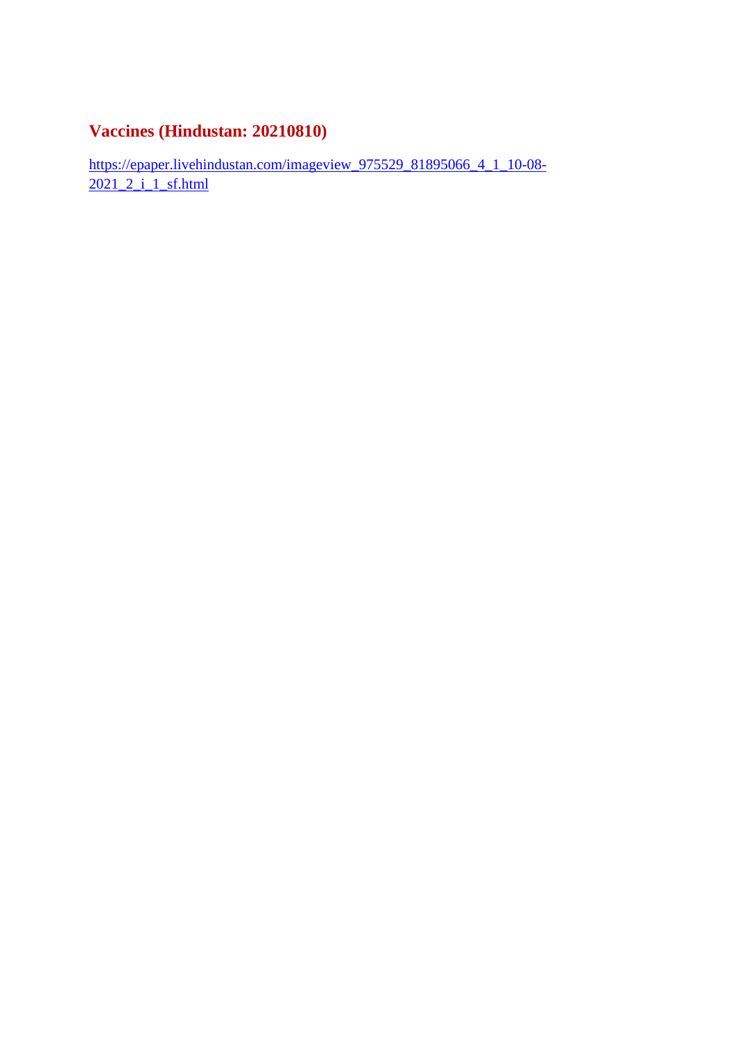## Vaccines (Hindustan: 20210810)

https://epaper.livehindustan.com/imageview_975529_81895066_4_1_10-08-2021_2_i_1_sf.html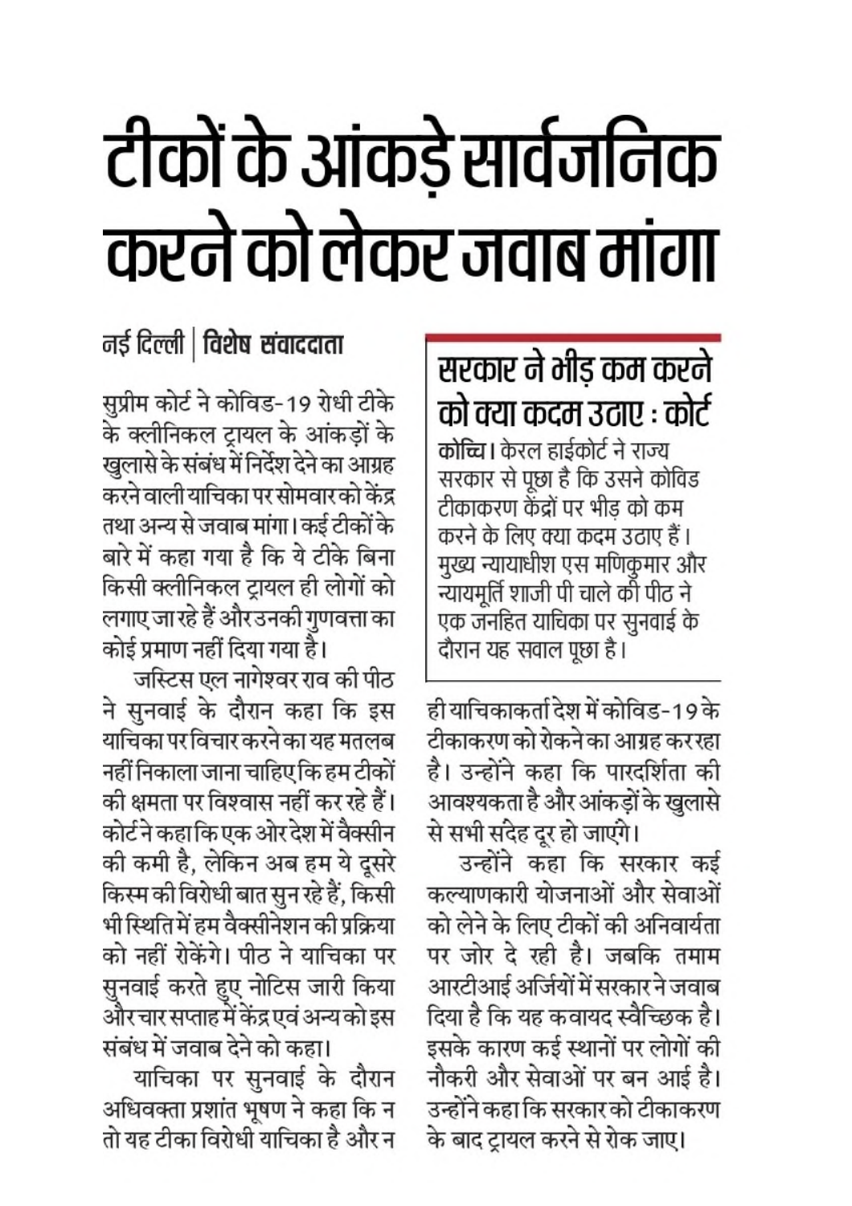# टीकों के आंकड़े सार्वजनिक करने को लेकर जवाब मांगा

**नई दिल्ली | विशेष संवाददाता**

सुप्रीम कोर्ट ने कोविड-19 रोधी टीके के क्लीनिकल ट्रायल के आंकड़ों के खुलासे के संबंध में निर्देश देने का आग्रह करने वाली याचिका पर सोमवार को केंद्र तथा अन्य से जवाब मांगा। कई टीकों के बारे में कहा गया है कि ये टीके बिना किसी क्लीनिकल ट्रायल ही लोगों को लगाए जा रहे हैं और उनकी गुणवत्ता का कोई प्रमाण नहीं दिया गया है।

जस्टिस एल नागेश्वर राव की पीठ ने सुनवाई के दौरान कहा कि इस याचिका पर विचार करने का यह मतलब नहीं निकाला जाना चाहिए कि हम टीकों की क्षमता पर विश्वास नहीं कर रहे हैं। कोर्ट ने कहा कि एक ओर देश में वैक्सीन की कमी है, लेकिन अब हम ये दूसरे किस्म की विरोधी बात सुन रहे हैं, किसी भी स्थिति में हम वैक्सीनेशन की प्रक्रिया को नहीं रोकेंगे। पीठ ने याचिका पर सुनवाई करते हुए नोटिस जारी किया और चार सप्ताह में केंद्र एवं अन्य को इस संबंध में जवाब देने को कहा।

याचिका पर सुनवाई के दौरान अधिवक्ता प्रशांत भूषण ने कहा कि न तो यह टीका विरोधी याचिका है और न ही याचिकाकर्ता देश में कोविड-19 के टीकाकरण को रोकने का आग्रह कर रहा है। उन्होंने कहा कि पारदर्शिता की आवश्यकता है और आंकड़ों के खुलासे से सभी संदेह दूर हो जाएंगे।

उन्होंने कहा कि सरकार कई कल्याणकारी योजनाओं और सेवाओं को लेने के लिए टीकों की अनिवार्यता पर जोर दे रही है। जबकि तमाम आरटीआई अर्जियों में सरकार ने जवाब दिया है कि यह कवायद स्वैच्छिक है। इसके कारण कई स्थानों पर लोगों की नौकरी और सेवाओं पर बन आई है। उन्होंने कहा कि सरकार को टीकाकरण के बाद ट्रायल करने से रोक जाए।

## सरकार ने भीड़ कम करने को क्या कदम उठाए : कोर्ट

**कोच्चि।** केरल हाईकोर्ट ने राज्य सरकार से पूछा है कि उसने कोविड टीकाकरण केंद्रों पर भीड़ को कम करने के लिए क्या कदम उठाए हैं। मुख्य न्यायाधीश एस मणिकुमार और न्यायमूर्ति शाजी पी चाले की पीठ ने एक जनहित याचिका पर सुनवाई के दौरान यह सवाल पूछा है।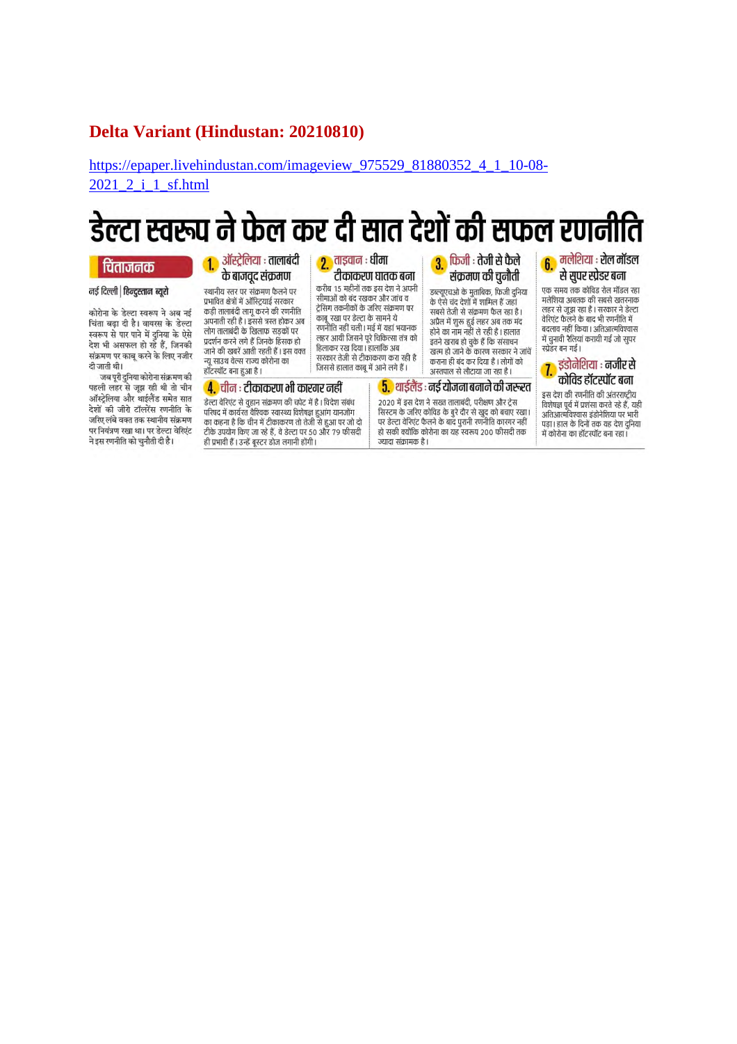**Delta Variant (Hindustan: 20210810)**

https://epaper.livehindustan.com/imageview_975529_81880352_4_1_10-08-2021_2_i_1_sf.html

# डेल्टा स्वरूप ने फेल कर दी सात देशों की सफल रणनीति

**चिंताजनक**

नई दिल्ली | हिन्दुस्तान ब्यूरो

कोरोना के डेल्टा स्वरूप ने अब नई चिंता बढ़ा दी है। वायरस के डेल्टा स्वरूप से पार पाने में दुनिया के ऐसे देश भी असफल हो रहे हैं, जिनकी संक्रमण पर काबू करने के लिए नजीर दी जाती थी।

जब पूरी दुनिया कोरोना संक्रमण की पहली लहर से जूझ रही थी तो चीन ऑस्ट्रेलिया और थाईलैंड समेत सात देशों की जीरो टॉलरेंस रणनीति के जरिए लंबे वक्त तक स्थानीय संक्रमण पर नियंत्रण रखा था। पर डेल्टा वेरिएंट ने इस रणनीति को चुनौती दी है।

## 1. ऑस्ट्रेलिया : तालाबंदी के बावजूद संक्रमण

स्थानीय स्तर पर संक्रमण फैलने पर प्रभावित क्षेत्रों में ऑस्ट्रियाई सरकार कड़ी तालाबंदी लागू करने की रणनीति अपनाती रही है। इससे त्रस्त होकर अब लोग तालाबंदी के खिलाफ सड़कों पर प्रदर्शन करने लगे हैं जिनके हिंसक हो जाने की खबरें आती रहती हैं। इस वक्त न्यू साउथ वेल्स राज्य कोरोना का हॉटस्पॉट बना हुआ है।

## 2. ताइवान : धीमा टीकाकरण घातक बना

करीब 15 महीनों तक इस देश ने अपनी सीमाओं को बंद रखकर और जांच व ट्रेसिंग तकनीकों के जरिए संक्रमण पर काबू रखा पर डेल्टा के सामने ये रणनीति नहीं चली। मई में यहां भयानक लहर आयी जिसने पूरे चिकित्सा तंत्र को हिलाकर रख दिया। हालांकि अब सरकार तेजी से टीकाकरण करा रही है जिससे हालात काबू में आने लगे हैं।

## 3. फिजी : तेजी से फैले संक्रमण की चुनौती

डब्ल्यूएचओ के मुताबिक, फिजी दुनिया के ऐसे चंद देशों में शामिल हैं जहां सबसे तेजी से संक्रमण फैल रहा है। अप्रैल में शुरू हुई लहर अब तक मंद होने का नाम नहीं ले रही है। हालात इतने खराब हो चुके हैं कि संसाधन खत्म हो जाने के कारण सरकार ने जांचें कराना ही बंद कर दिया है। लोगों को अस्पताल से लौटाया जा रहा है।

## 4. चीन : टीकाकरण भी कारगर नहीं

डेल्टा वेरिएंट से वुहान संक्रमण की चपेट में है। विदेश संबंध परिषद में कार्यरत वैश्विक स्वास्थ्य विशेषज्ञ हुआंग यानजोंग का कहना है कि चीन में टीकाकरण तो तेजी से हुआ पर जो दो टीके उपयोग किए जा रहे हैं, वे डेल्टा पर 50 और 79 फीसदी ही प्रभावी हैं। उन्हें बूस्टर डोज लगानी होगी।

## 5. थाईलैंड : नई योजना बनाने की जरूरत

2020 में इस देश ने सख्त तालाबंदी, परीक्षण और ट्रेस सिस्टम के जरिए कोविड के बुरे दौर से खुद को बचाए रखा। पर डेल्टा वेरिएंट फैलने के बाद पुरानी रणनीति कारगर नहीं हो सकी क्योंकि कोरोना का यह स्वरूप 200 फीसदी तक ज्यादा संक्रामक है।

## 6. मलेशिया : रोल मॉडल से सुपर स्प्रेडर बना

एक समय तक कोविड रोल मॉडल रहा मलेशिया अबतक की सबसे खतरनाक लहर से जूझ रहा है। सरकार ने डेल्टा वेरिएंट फैलने के बाद भी रणनीति में बदलाव नहीं किया। अतिआत्मविश्वास में चुनावी रैलियां करायी गईं जो सुपर स्प्रेडर बन गईं।

## 7. इंडोनेशिया : नजीर से कोविड हॉटस्पॉट बना

इस देश की रणनीति की अंतरराष्ट्रीय विशेषज्ञ पूर्व में प्रशंसा करते रहे हैं, यही अतिआत्मविश्वास इंडोनेशिया पर भारी पड़ा। हाल के दिनों तक यह देश दुनिया में कोरोना का हॉटस्पॉट बना रहा।